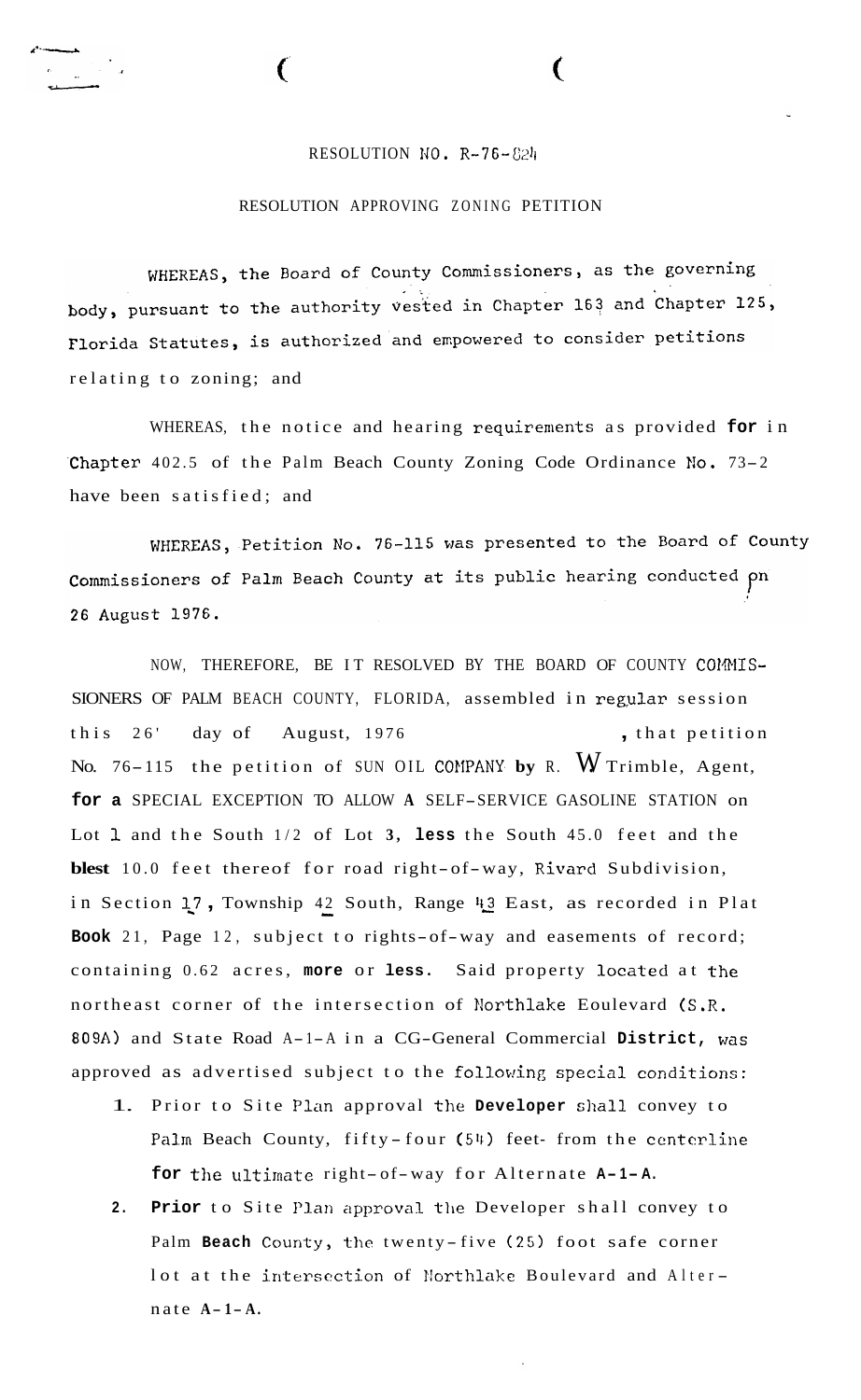RESOLUTION NO. R-76-824

RESOLUTION APPROVING ZONING PETITION

WHEREAS, the Board of County Commissioners, as the governing body, pursuant to the authority vested in Chapter 163 and Chapter 125, Florida Statutes, is authorized and empowered to consider petitions relating to zoning; and

WHEREAS, the notice and hearing requirements as provided for in Chapter 402.5 of the Palm Beach County Zoning Code Ordinance No. 73-2 have been satisfied; and

WHEREAS, Petition No. 76-115 was presented to the Board of County Commissioners of Palm Beach County at its public hearing conducted on 26 August 1976.

NOW, THEREFORE, BE IT RESOLVED BY THE BOARD OF COUNTY COMMISSIONERS OF PALM BEACH COUNTY, FLORIDA, assembled in regular session this 26' day of August, 1976, that petition No. 76-115 the petition of SUN OIL COMPANY by R. W Trimble, Agent, for a SPECIAL EXCEPTION TO ALLOW A SELF-SERVICE GASOLINE STATION on Lot 1 and the South 1/2 of Lot 3, less the South 45.0 feet and the West 10.0 feet thereof for road right-of-way, Rivard Subdivision, in Section 17, Township 42 South, Range 43 East, as recorded in Plat Book 21, Page 12, subject to rights-of-way and easements of record; containing 0.62 acres, more or less. Said property located at the northeast corner of the intersection of Northlake Boulevard (S.R. 809A) and State Road A-1-A in a CG-General Commercial District, was approved as advertised subject to the following special conditions:

1. Prior to Site Plan approval the Developer shall convey to Palm Beach County, fifty-four (54) feet from the centerline for the ultimate right-of-way for Alternate A-1-A.
2. Prior to Site Plan approval the Developer shall convey to Palm Beach County, the twenty-five (25) foot safe corner lot at the intersection of Northlake Boulevard and Alternate A-1-A.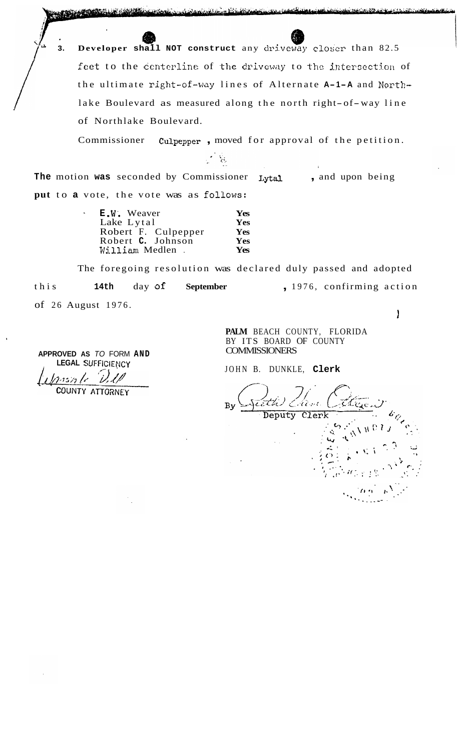3. **Developer shall NOT construct** any driveway closer than 82.5 feet to the centerline of the driveway to the intersection of the ultimate right-of-way lines of Alternate **A-1-A** and Northlake Boulevard as measured along the north right-of-way line of Northlake Boulevard.

Commissioner Culpepper, moved for approval of the petition.

**The** motion **was** seconded by Commissioner Lytal, and upon being **put** to **a** vote, the vote was as follows:

| | |
|---|---|
| E.W. Weaver | Yes |
| Lake Lytal | Yes |
| Robert F. Culpepper | Yes |
| Robert C. Johnson | Yes |
| William Medlen | Yes |

The foregoing resolution was declared duly passed and adopted this **14th** day of **September**, 1976, confirming action of 26 August 1976.

**APPROVED AS** *TO* FORM **AND** LEGAL SUFFICIENCY

COUNTY ATTORNEY

**PALM** BEACH COUNTY, FLORIDA
BY ITS BOARD OF COUNTY COMMISSIONERS

JOHN B. DUNKLE, **Clerk**

By ____________________
Deputy Clerk